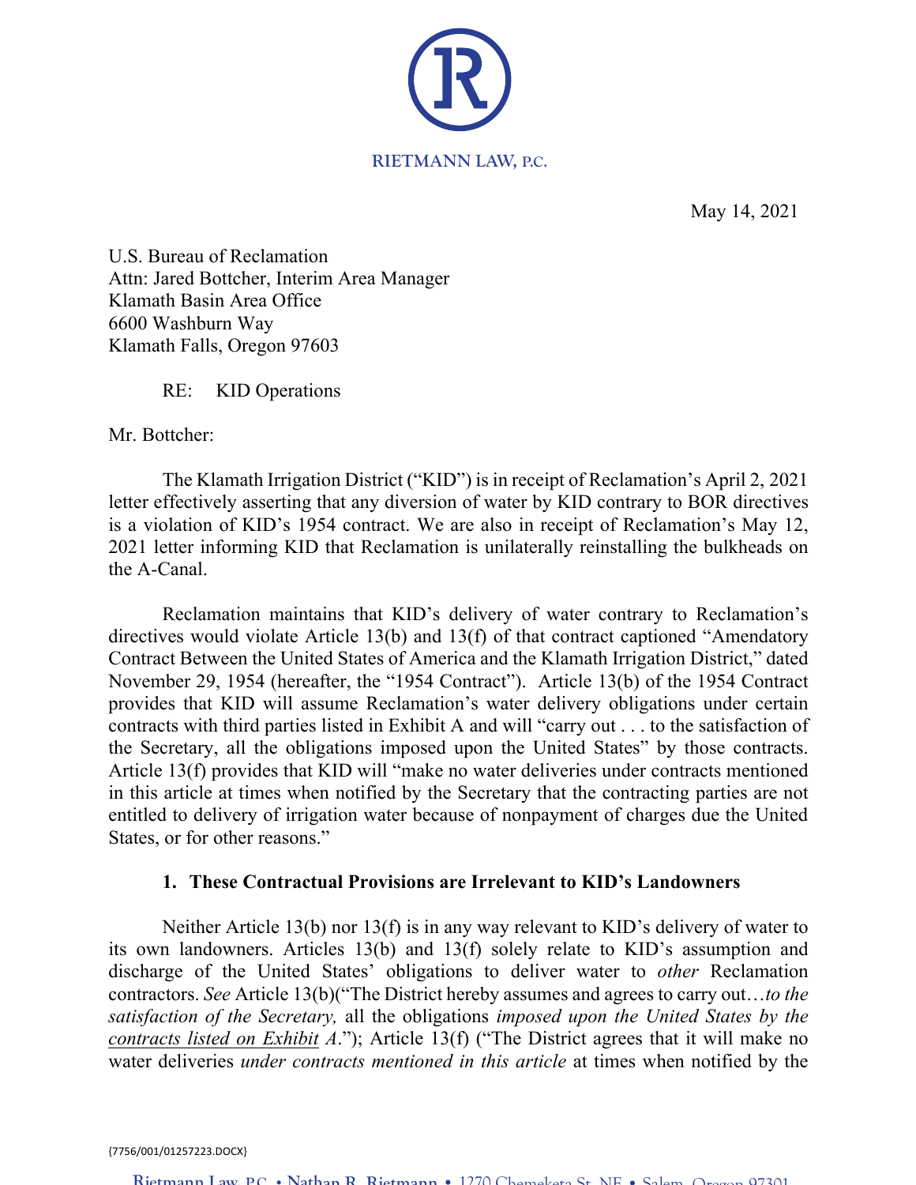RIETMANN LAW, P.C.

May 14, 2021

U.S. Bureau of Reclamation
Attn: Jared Bottcher, Interim Area Manager
Klamath Basin Area Office
6600 Washburn Way
Klamath Falls, Oregon 97603

RE: KID Operations

Mr. Bottcher:

The Klamath Irrigation District ("KID") is in receipt of Reclamation's April 2, 2021 letter effectively asserting that any diversion of water by KID contrary to BOR directives is a violation of KID's 1954 contract. We are also in receipt of Reclamation's May 12, 2021 letter informing KID that Reclamation is unilaterally reinstalling the bulkheads on the A-Canal.

Reclamation maintains that KID's delivery of water contrary to Reclamation's directives would violate Article 13(b) and 13(f) of that contract captioned "Amendatory Contract Between the United States of America and the Klamath Irrigation District," dated November 29, 1954 (hereafter, the "1954 Contract"). Article 13(b) of the 1954 Contract provides that KID will assume Reclamation's water delivery obligations under certain contracts with third parties listed in Exhibit A and will "carry out . . . to the satisfaction of the Secretary, all the obligations imposed upon the United States" by those contracts. Article 13(f) provides that KID will "make no water deliveries under contracts mentioned in this article at times when notified by the Secretary that the contracting parties are not entitled to delivery of irrigation water because of nonpayment of charges due the United States, or for other reasons."

**1. These Contractual Provisions are Irrelevant to KID's Landowners**

Neither Article 13(b) nor 13(f) is in any way relevant to KID's delivery of water to its own landowners. Articles 13(b) and 13(f) solely relate to KID's assumption and discharge of the United States' obligations to deliver water to *other* Reclamation contractors. *See* Article 13(b)("The District hereby assumes and agrees to carry out…*to the satisfaction of the Secretary,* all the obligations *imposed upon the United States by the contracts listed on Exhibit A*."); Article 13(f) ("The District agrees that it will make no water deliveries *under contracts mentioned in this article* at times when notified by the

{7756/001/01257223.DOCX}

Rietmann Law, P.C. • Nathan R. Rietmann • 1270 Chemeketa St. NE • Salem, Oregon 97301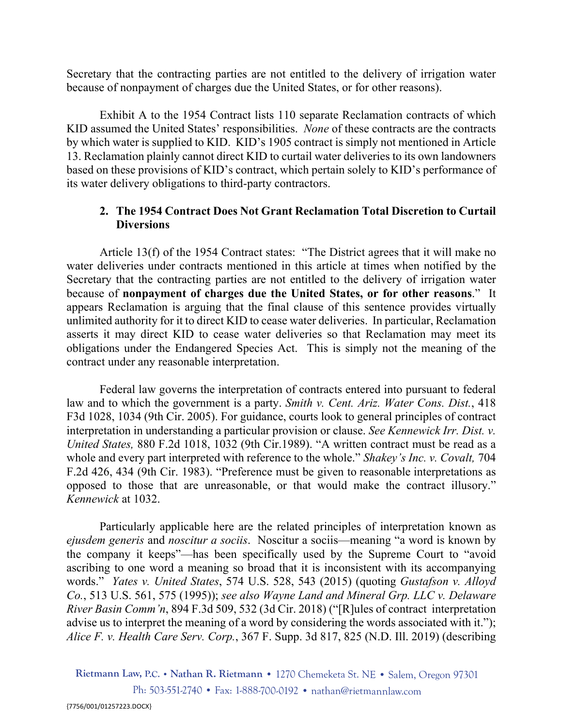Secretary that the contracting parties are not entitled to the delivery of irrigation water because of nonpayment of charges due the United States, or for other reasons).

Exhibit A to the 1954 Contract lists 110 separate Reclamation contracts of which KID assumed the United States' responsibilities. *None* of these contracts are the contracts by which water is supplied to KID. KID's 1905 contract is simply not mentioned in Article 13. Reclamation plainly cannot direct KID to curtail water deliveries to its own landowners based on these provisions of KID's contract, which pertain solely to KID's performance of its water delivery obligations to third-party contractors.

### 2. The 1954 Contract Does Not Grant Reclamation Total Discretion to Curtail Diversions

Article 13(f) of the 1954 Contract states: "The District agrees that it will make no water deliveries under contracts mentioned in this article at times when notified by the Secretary that the contracting parties are not entitled to the delivery of irrigation water because of **nonpayment of charges due the United States, or for other reasons**." It appears Reclamation is arguing that the final clause of this sentence provides virtually unlimited authority for it to direct KID to cease water deliveries. In particular, Reclamation asserts it may direct KID to cease water deliveries so that Reclamation may meet its obligations under the Endangered Species Act. This is simply not the meaning of the contract under any reasonable interpretation.

Federal law governs the interpretation of contracts entered into pursuant to federal law and to which the government is a party. *Smith v. Cent. Ariz. Water Cons. Dist.*, 418 F3d 1028, 1034 (9th Cir. 2005). For guidance, courts look to general principles of contract interpretation in understanding a particular provision or clause. *See Kennewick Irr. Dist. v. United States,* 880 F.2d 1018, 1032 (9th Cir.1989). "A written contract must be read as a whole and every part interpreted with reference to the whole." *Shakey's Inc. v. Covalt,* 704 F.2d 426, 434 (9th Cir. 1983). "Preference must be given to reasonable interpretations as opposed to those that are unreasonable, or that would make the contract illusory." *Kennewick* at 1032.

Particularly applicable here are the related principles of interpretation known as *ejusdem generis* and *noscitur a sociis*. Noscitur a sociis—meaning "a word is known by the company it keeps"—has been specifically used by the Supreme Court to "avoid ascribing to one word a meaning so broad that it is inconsistent with its accompanying words." *Yates v. United States*, 574 U.S. 528, 543 (2015) (quoting *Gustafson v. Alloyd Co.*, 513 U.S. 561, 575 (1995)); *see also Wayne Land and Mineral Grp. LLC v. Delaware River Basin Comm'n*, 894 F.3d 509, 532 (3d Cir. 2018) ("[R]ules of contract interpretation advise us to interpret the meaning of a word by considering the words associated with it."); *Alice F. v. Health Care Serv. Corp.*, 367 F. Supp. 3d 817, 825 (N.D. Ill. 2019) (describing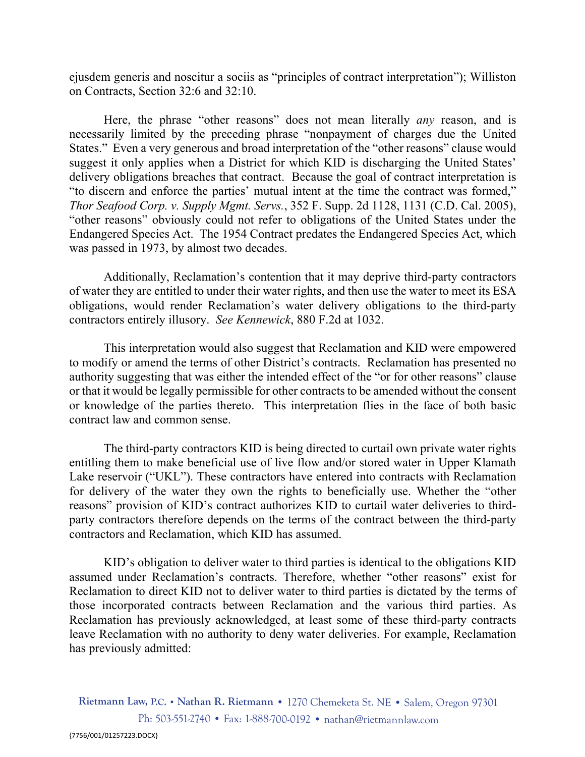ejusdem generis and noscitur a sociis as "principles of contract interpretation"); Williston on Contracts, Section 32:6 and 32:10.

Here, the phrase "other reasons" does not mean literally *any* reason, and is necessarily limited by the preceding phrase "nonpayment of charges due the United States." Even a very generous and broad interpretation of the "other reasons" clause would suggest it only applies when a District for which KID is discharging the United States' delivery obligations breaches that contract. Because the goal of contract interpretation is "to discern and enforce the parties' mutual intent at the time the contract was formed," *Thor Seafood Corp. v. Supply Mgmt. Servs.*, 352 F. Supp. 2d 1128, 1131 (C.D. Cal. 2005), "other reasons" obviously could not refer to obligations of the United States under the Endangered Species Act. The 1954 Contract predates the Endangered Species Act, which was passed in 1973, by almost two decades.

Additionally, Reclamation's contention that it may deprive third-party contractors of water they are entitled to under their water rights, and then use the water to meet its ESA obligations, would render Reclamation's water delivery obligations to the third-party contractors entirely illusory. *See Kennewick*, 880 F.2d at 1032.

This interpretation would also suggest that Reclamation and KID were empowered to modify or amend the terms of other District's contracts. Reclamation has presented no authority suggesting that was either the intended effect of the "or for other reasons" clause or that it would be legally permissible for other contracts to be amended without the consent or knowledge of the parties thereto. This interpretation flies in the face of both basic contract law and common sense.

The third-party contractors KID is being directed to curtail own private water rights entitling them to make beneficial use of live flow and/or stored water in Upper Klamath Lake reservoir ("UKL"). These contractors have entered into contracts with Reclamation for delivery of the water they own the rights to beneficially use. Whether the "other reasons" provision of KID's contract authorizes KID to curtail water deliveries to third-party contractors therefore depends on the terms of the contract between the third-party contractors and Reclamation, which KID has assumed.

KID's obligation to deliver water to third parties is identical to the obligations KID assumed under Reclamation's contracts. Therefore, whether "other reasons" exist for Reclamation to direct KID not to deliver water to third parties is dictated by the terms of those incorporated contracts between Reclamation and the various third parties. As Reclamation has previously acknowledged, at least some of these third-party contracts leave Reclamation with no authority to deny water deliveries. For example, Reclamation has previously admitted: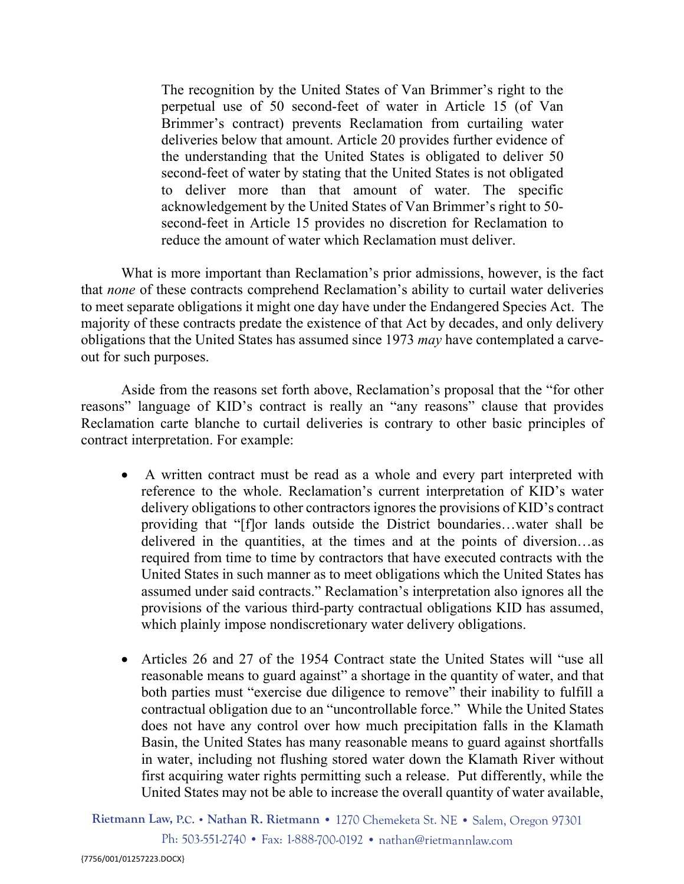> The recognition by the United States of Van Brimmer's right to the perpetual use of 50 second-feet of water in Article 15 (of Van Brimmer's contract) prevents Reclamation from curtailing water deliveries below that amount. Article 20 provides further evidence of the understanding that the United States is obligated to deliver 50 second-feet of water by stating that the United States is not obligated to deliver more than that amount of water. The specific acknowledgement by the United States of Van Brimmer's right to 50-second-feet in Article 15 provides no discretion for Reclamation to reduce the amount of water which Reclamation must deliver.

What is more important than Reclamation's prior admissions, however, is the fact that *none* of these contracts comprehend Reclamation's ability to curtail water deliveries to meet separate obligations it might one day have under the Endangered Species Act. The majority of these contracts predate the existence of that Act by decades, and only delivery obligations that the United States has assumed since 1973 *may* have contemplated a carve-out for such purposes.

Aside from the reasons set forth above, Reclamation's proposal that the "for other reasons" language of KID's contract is really an "any reasons" clause that provides Reclamation carte blanche to curtail deliveries is contrary to other basic principles of contract interpretation. For example:

- A written contract must be read as a whole and every part interpreted with reference to the whole. Reclamation's current interpretation of KID's water delivery obligations to other contractors ignores the provisions of KID's contract providing that "[f]or lands outside the District boundaries…water shall be delivered in the quantities, at the times and at the points of diversion…as required from time to time by contractors that have executed contracts with the United States in such manner as to meet obligations which the United States has assumed under said contracts." Reclamation's interpretation also ignores all the provisions of the various third-party contractual obligations KID has assumed, which plainly impose nondiscretionary water delivery obligations.

- Articles 26 and 27 of the 1954 Contract state the United States will "use all reasonable means to guard against" a shortage in the quantity of water, and that both parties must "exercise due diligence to remove" their inability to fulfill a contractual obligation due to an "uncontrollable force." While the United States does not have any control over how much precipitation falls in the Klamath Basin, the United States has many reasonable means to guard against shortfalls in water, including not flushing stored water down the Klamath River without first acquiring water rights permitting such a release. Put differently, while the United States may not be able to increase the overall quantity of water available,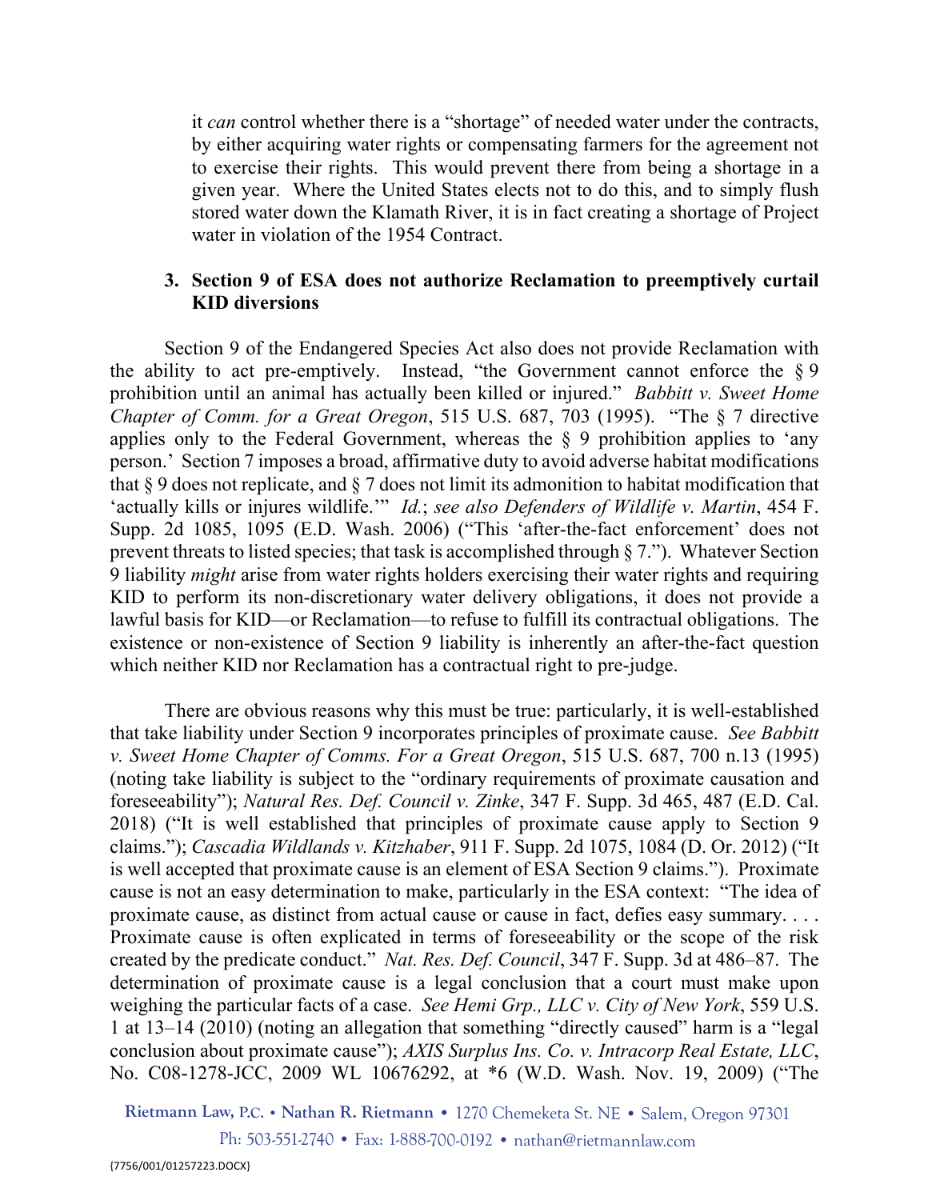it *can* control whether there is a "shortage" of needed water under the contracts, by either acquiring water rights or compensating farmers for the agreement not to exercise their rights. This would prevent there from being a shortage in a given year. Where the United States elects not to do this, and to simply flush stored water down the Klamath River, it is in fact creating a shortage of Project water in violation of the 1954 Contract.

### 3. Section 9 of ESA does not authorize Reclamation to preemptively curtail KID diversions

Section 9 of the Endangered Species Act also does not provide Reclamation with the ability to act pre-emptively. Instead, "the Government cannot enforce the § 9 prohibition until an animal has actually been killed or injured." *Babbitt v. Sweet Home Chapter of Comm. for a Great Oregon*, 515 U.S. 687, 703 (1995). "The § 7 directive applies only to the Federal Government, whereas the § 9 prohibition applies to 'any person.' Section 7 imposes a broad, affirmative duty to avoid adverse habitat modifications that § 9 does not replicate, and § 7 does not limit its admonition to habitat modification that 'actually kills or injures wildlife.'" *Id.*; *see also Defenders of Wildlife v. Martin*, 454 F. Supp. 2d 1085, 1095 (E.D. Wash. 2006) ("This 'after-the-fact enforcement' does not prevent threats to listed species; that task is accomplished through § 7."). Whatever Section 9 liability *might* arise from water rights holders exercising their water rights and requiring KID to perform its non-discretionary water delivery obligations, it does not provide a lawful basis for KID—or Reclamation—to refuse to fulfill its contractual obligations. The existence or non-existence of Section 9 liability is inherently an after-the-fact question which neither KID nor Reclamation has a contractual right to pre-judge.

There are obvious reasons why this must be true: particularly, it is well-established that take liability under Section 9 incorporates principles of proximate cause. *See Babbitt v. Sweet Home Chapter of Comms. For a Great Oregon*, 515 U.S. 687, 700 n.13 (1995) (noting take liability is subject to the "ordinary requirements of proximate causation and foreseeability"); *Natural Res. Def. Council v. Zinke*, 347 F. Supp. 3d 465, 487 (E.D. Cal. 2018) ("It is well established that principles of proximate cause apply to Section 9 claims."); *Cascadia Wildlands v. Kitzhaber*, 911 F. Supp. 2d 1075, 1084 (D. Or. 2012) ("It is well accepted that proximate cause is an element of ESA Section 9 claims."). Proximate cause is not an easy determination to make, particularly in the ESA context: "The idea of proximate cause, as distinct from actual cause or cause in fact, defies easy summary. . . . Proximate cause is often explicated in terms of foreseeability or the scope of the risk created by the predicate conduct." *Nat. Res. Def. Council*, 347 F. Supp. 3d at 486–87. The determination of proximate cause is a legal conclusion that a court must make upon weighing the particular facts of a case. *See Hemi Grp., LLC v. City of New York*, 559 U.S. 1 at 13–14 (2010) (noting an allegation that something "directly caused" harm is a "legal conclusion about proximate cause"); *AXIS Surplus Ins. Co. v. Intracorp Real Estate, LLC*, No. C08-1278-JCC, 2009 WL 10676292, at *6 (W.D. Wash. Nov. 19, 2009) ("The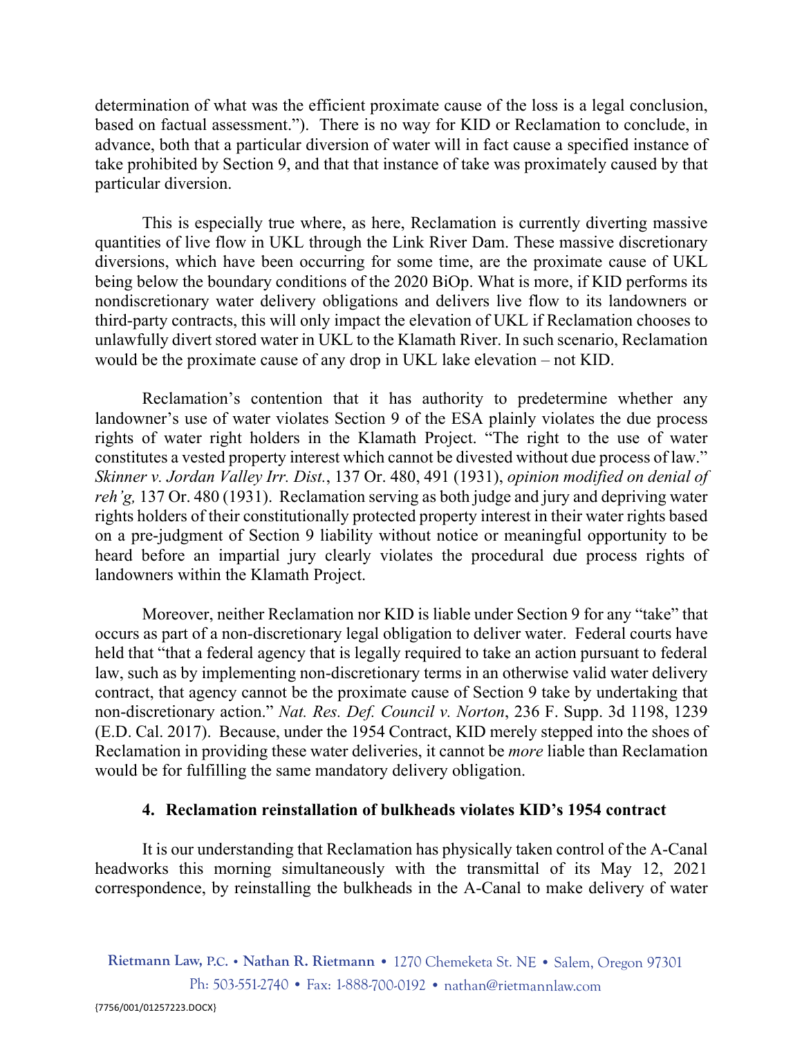determination of what was the efficient proximate cause of the loss is a legal conclusion, based on factual assessment."). There is no way for KID or Reclamation to conclude, in advance, both that a particular diversion of water will in fact cause a specified instance of take prohibited by Section 9, and that that instance of take was proximately caused by that particular diversion.

This is especially true where, as here, Reclamation is currently diverting massive quantities of live flow in UKL through the Link River Dam. These massive discretionary diversions, which have been occurring for some time, are the proximate cause of UKL being below the boundary conditions of the 2020 BiOp. What is more, if KID performs its nondiscretionary water delivery obligations and delivers live flow to its landowners or third-party contracts, this will only impact the elevation of UKL if Reclamation chooses to unlawfully divert stored water in UKL to the Klamath River. In such scenario, Reclamation would be the proximate cause of any drop in UKL lake elevation – not KID.

Reclamation's contention that it has authority to predetermine whether any landowner's use of water violates Section 9 of the ESA plainly violates the due process rights of water right holders in the Klamath Project. "The right to the use of water constitutes a vested property interest which cannot be divested without due process of law." *Skinner v. Jordan Valley Irr. Dist.*, 137 Or. 480, 491 (1931), *opinion modified on denial of reh'g,* 137 Or. 480 (1931). Reclamation serving as both judge and jury and depriving water rights holders of their constitutionally protected property interest in their water rights based on a pre-judgment of Section 9 liability without notice or meaningful opportunity to be heard before an impartial jury clearly violates the procedural due process rights of landowners within the Klamath Project.

Moreover, neither Reclamation nor KID is liable under Section 9 for any "take" that occurs as part of a non-discretionary legal obligation to deliver water. Federal courts have held that "that a federal agency that is legally required to take an action pursuant to federal law, such as by implementing non-discretionary terms in an otherwise valid water delivery contract, that agency cannot be the proximate cause of Section 9 take by undertaking that non-discretionary action." *Nat. Res. Def. Council v. Norton*, 236 F. Supp. 3d 1198, 1239 (E.D. Cal. 2017). Because, under the 1954 Contract, KID merely stepped into the shoes of Reclamation in providing these water deliveries, it cannot be *more* liable than Reclamation would be for fulfilling the same mandatory delivery obligation.

#### 4. Reclamation reinstallation of bulkheads violates KID's 1954 contract

It is our understanding that Reclamation has physically taken control of the A-Canal headworks this morning simultaneously with the transmittal of its May 12, 2021 correspondence, by reinstalling the bulkheads in the A-Canal to make delivery of water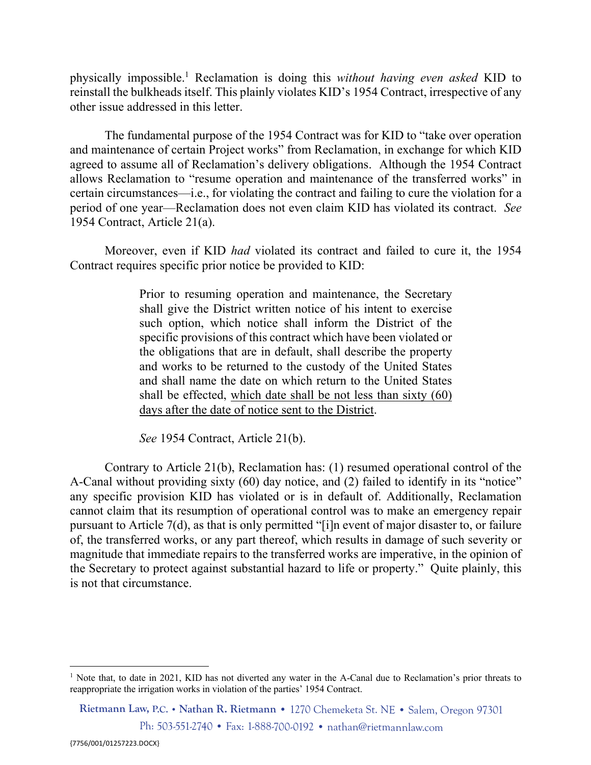physically impossible.[1] Reclamation is doing this *without having even asked* KID to reinstall the bulkheads itself. This plainly violates KID's 1954 Contract, irrespective of any other issue addressed in this letter.

The fundamental purpose of the 1954 Contract was for KID to "take over operation and maintenance of certain Project works" from Reclamation, in exchange for which KID agreed to assume all of Reclamation's delivery obligations. Although the 1954 Contract allows Reclamation to "resume operation and maintenance of the transferred works" in certain circumstances—i.e., for violating the contract and failing to cure the violation for a period of one year—Reclamation does not even claim KID has violated its contract. *See* 1954 Contract, Article 21(a).

Moreover, even if KID *had* violated its contract and failed to cure it, the 1954 Contract requires specific prior notice be provided to KID:

> Prior to resuming operation and maintenance, the Secretary shall give the District written notice of his intent to exercise such option, which notice shall inform the District of the specific provisions of this contract which have been violated or the obligations that are in default, shall describe the property and works to be returned to the custody of the United States and shall name the date on which return to the United States shall be effected, <u>which date shall be not less than sixty (60) days after the date of notice sent to the District</u>.
>
> *See* 1954 Contract, Article 21(b).

Contrary to Article 21(b), Reclamation has: (1) resumed operational control of the A-Canal without providing sixty (60) day notice, and (2) failed to identify in its "notice" any specific provision KID has violated or is in default of. Additionally, Reclamation cannot claim that its resumption of operational control was to make an emergency repair pursuant to Article 7(d), as that is only permitted "[i]n event of major disaster to, or failure of, the transferred works, or any part thereof, which results in damage of such severity or magnitude that immediate repairs to the transferred works are imperative, in the opinion of the Secretary to protect against substantial hazard to life or property." Quite plainly, this is not that circumstance.

---

[1] Note that, to date in 2021, KID has not diverted any water in the A-Canal due to Reclamation's prior threats to reappropriate the irrigation works in violation of the parties' 1954 Contract.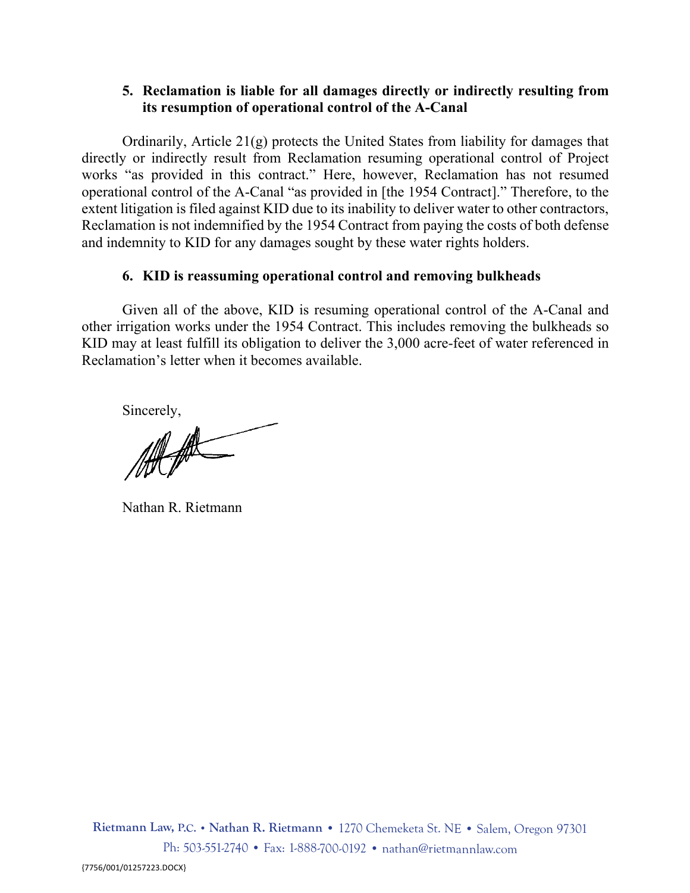### 5. Reclamation is liable for all damages directly or indirectly resulting from its resumption of operational control of the A-Canal

Ordinarily, Article 21(g) protects the United States from liability for damages that directly or indirectly result from Reclamation resuming operational control of Project works "as provided in this contract." Here, however, Reclamation has not resumed operational control of the A-Canal "as provided in [the 1954 Contract]." Therefore, to the extent litigation is filed against KID due to its inability to deliver water to other contractors, Reclamation is not indemnified by the 1954 Contract from paying the costs of both defense and indemnity to KID for any damages sought by these water rights holders.

### 6. KID is reassuming operational control and removing bulkheads

Given all of the above, KID is resuming operational control of the A-Canal and other irrigation works under the 1954 Contract. This includes removing the bulkheads so KID may at least fulfill its obligation to deliver the 3,000 acre-feet of water referenced in Reclamation's letter when it becomes available.

Sincerely,

Nathan R. Rietmann

Rietmann Law, P.C. • Nathan R. Rietmann • 1270 Chemeketa St. NE • Salem, Oregon 97301
Ph: 503-551-2740 • Fax: 1-888-700-0192 • nathan@rietmannlaw.com

{7756/001/01257223.DOCX}